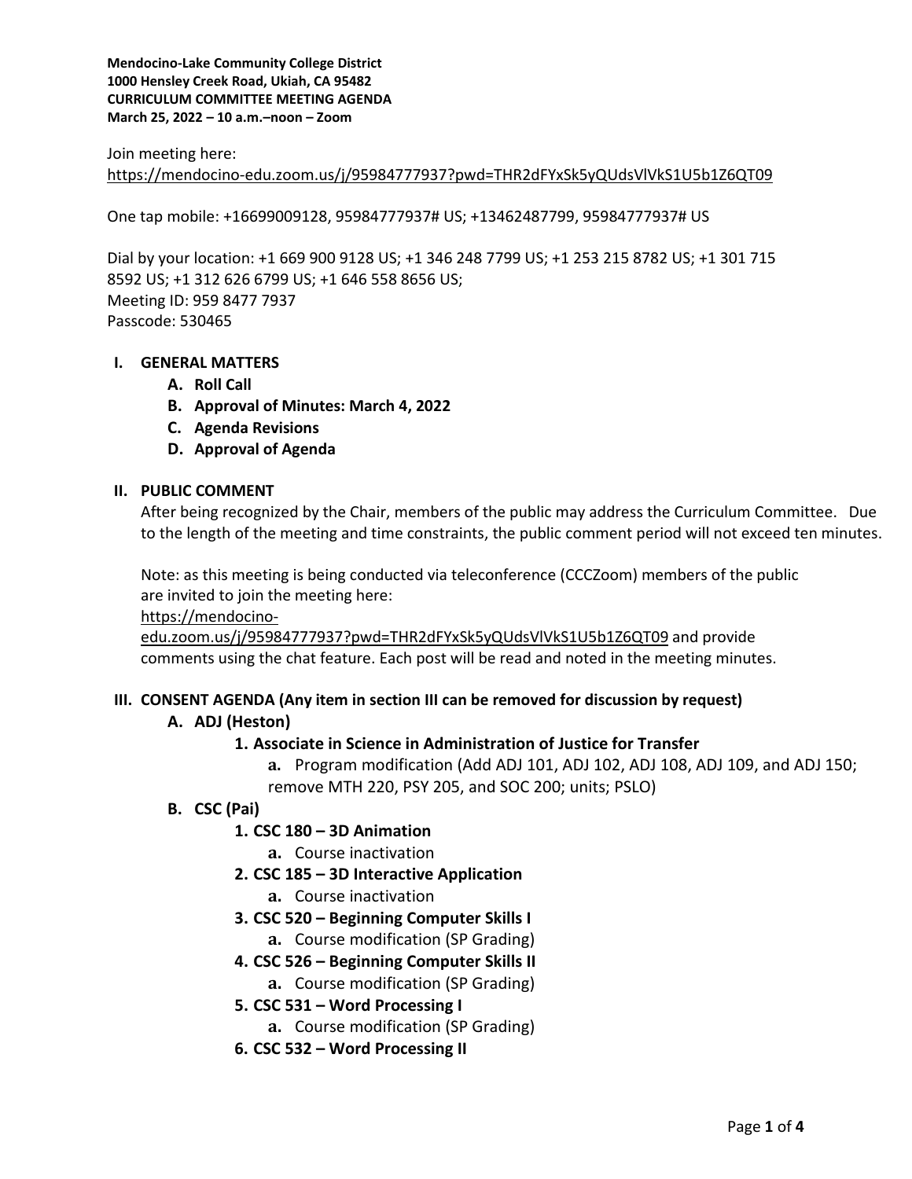**Mendocino-Lake Community College District**
**1000 Hensley Creek Road, Ukiah, CA 95482**
**CURRICULUM COMMITTEE MEETING AGENDA**
**March 25, 2022 – 10 a.m.–noon – Zoom**

Join meeting here:
https://mendocino-edu.zoom.us/j/95984777937?pwd=THR2dFYxSk5yQUdsVlVkS1U5b1Z6QT09

One tap mobile: +16699009128, 95984777937# US; +13462487799, 95984777937# US

Dial by your location: +1 669 900 9128 US; +1 346 248 7799 US; +1 253 215 8782 US; +1 301 715 8592 US; +1 312 626 6799 US; +1 646 558 8656 US;
Meeting ID: 959 8477 7937
Passcode: 530465

## I. GENERAL MATTERS

- **A. Roll Call**
- **B. Approval of Minutes: March 4, 2022**
- **C. Agenda Revisions**
- **D. Approval of Agenda**

## II. PUBLIC COMMENT

After being recognized by the Chair, members of the public may address the Curriculum Committee. Due to the length of the meeting and time constraints, the public comment period will not exceed ten minutes.

Note: as this meeting is being conducted via teleconference (CCCZoom) members of the public are invited to join the meeting here: https://mendocino-edu.zoom.us/j/95984777937?pwd=THR2dFYxSk5yQUdsVlVkS1U5b1Z6QT09 and provide comments using the chat feature. Each post will be read and noted in the meeting minutes.

## III. CONSENT AGENDA (Any item in section III can be removed for discussion by request)

- **A. ADJ (Heston)**
  - **1. Associate in Science in Administration of Justice for Transfer**
    - **a.** Program modification (Add ADJ 101, ADJ 102, ADJ 108, ADJ 109, and ADJ 150; remove MTH 220, PSY 205, and SOC 200; units; PSLO)
- **B. CSC (Pai)**
  - **1. CSC 180 – 3D Animation**
    - **a.** Course inactivation
  - **2. CSC 185 – 3D Interactive Application**
    - **a.** Course inactivation
  - **3. CSC 520 – Beginning Computer Skills I**
    - **a.** Course modification (SP Grading)
  - **4. CSC 526 – Beginning Computer Skills II**
    - **a.** Course modification (SP Grading)
  - **5. CSC 531 – Word Processing I**
    - **a.** Course modification (SP Grading)
  - **6. CSC 532 – Word Processing II**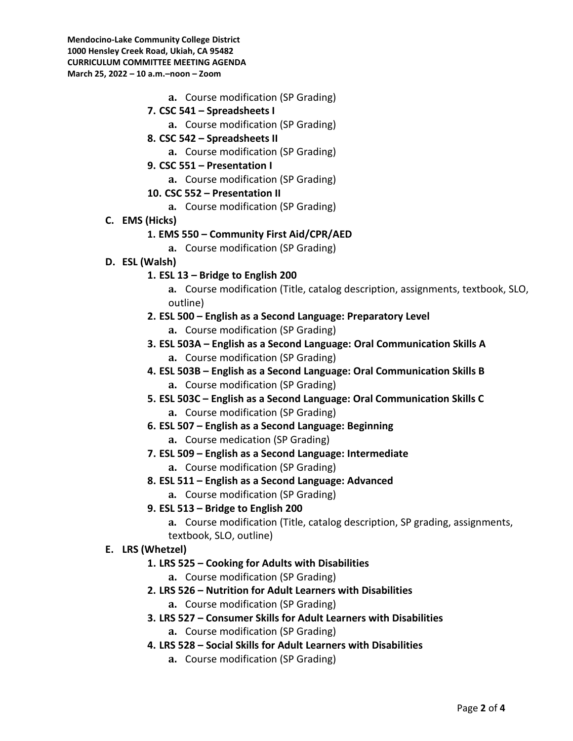**Mendocino-Lake Community College District**
**1000 Hensley Creek Road, Ukiah, CA 95482**
**CURRICULUM COMMITTEE MEETING AGENDA**
**March 25, 2022 – 10 a.m.–noon – Zoom**

- **a.** Course modification (SP Grading)

**7. CSC 541 – Spreadsheets I**

- **a.** Course modification (SP Grading)

**8. CSC 542 – Spreadsheets II**

- **a.** Course modification (SP Grading)

**9. CSC 551 – Presentation I**

- **a.** Course modification (SP Grading)

**10. CSC 552 – Presentation II**

- **a.** Course modification (SP Grading)

**C. EMS (Hicks)**

**1. EMS 550 – Community First Aid/CPR/AED**

- **a.** Course modification (SP Grading)

**D. ESL (Walsh)**

**1. ESL 13 – Bridge to English 200**

- **a.** Course modification (Title, catalog description, assignments, textbook, SLO, outline)

**2. ESL 500 – English as a Second Language: Preparatory Level**

- **a.** Course modification (SP Grading)

**3. ESL 503A – English as a Second Language: Oral Communication Skills A**

- **a.** Course modification (SP Grading)

**4. ESL 503B – English as a Second Language: Oral Communication Skills B**

- **a.** Course modification (SP Grading)

**5. ESL 503C – English as a Second Language: Oral Communication Skills C**

- **a.** Course modification (SP Grading)

**6. ESL 507 – English as a Second Language: Beginning**

- **a.** Course medication (SP Grading)

**7. ESL 509 – English as a Second Language: Intermediate**

- **a.** Course modification (SP Grading)

**8. ESL 511 – English as a Second Language: Advanced**

- **a.** Course modification (SP Grading)

**9. ESL 513 – Bridge to English 200**

- **a.** Course modification (Title, catalog description, SP grading, assignments, textbook, SLO, outline)

**E. LRS (Whetzel)**

**1. LRS 525 – Cooking for Adults with Disabilities**

- **a.** Course modification (SP Grading)

**2. LRS 526 – Nutrition for Adult Learners with Disabilities**

- **a.** Course modification (SP Grading)

**3. LRS 527 – Consumer Skills for Adult Learners with Disabilities**

- **a.** Course modification (SP Grading)

**4. LRS 528 – Social Skills for Adult Learners with Disabilities**

- **a.** Course modification (SP Grading)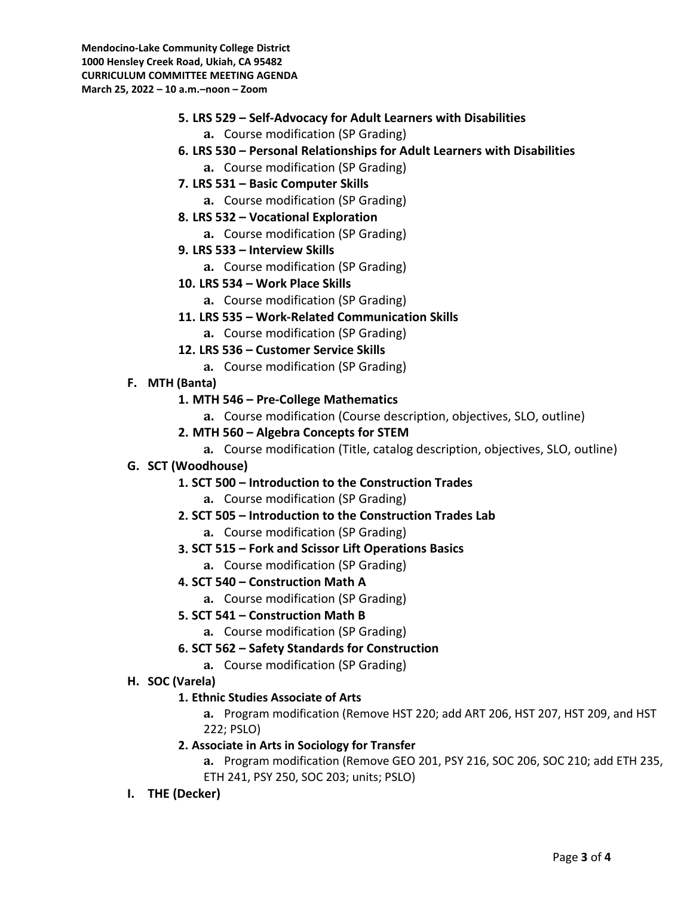**Mendocino-Lake Community College District**
**1000 Hensley Creek Road, Ukiah, CA 95482**
**CURRICULUM COMMITTEE MEETING AGENDA**
**March 25, 2022 – 10 a.m.–noon – Zoom**

5. **LRS 529 – Self-Advocacy for Adult Learners with Disabilities**
    a. Course modification (SP Grading)
6. **LRS 530 – Personal Relationships for Adult Learners with Disabilities**
    a. Course modification (SP Grading)
7. **LRS 531 – Basic Computer Skills**
    a. Course modification (SP Grading)
8. **LRS 532 – Vocational Exploration**
    a. Course modification (SP Grading)
9. **LRS 533 – Interview Skills**
    a. Course modification (SP Grading)
10. **LRS 534 – Work Place Skills**
    a. Course modification (SP Grading)
11. **LRS 535 – Work-Related Communication Skills**
    a. Course modification (SP Grading)
12. **LRS 536 – Customer Service Skills**
    a. Course modification (SP Grading)

**F. MTH (Banta)**

1. **MTH 546 – Pre-College Mathematics**
    a. Course modification (Course description, objectives, SLO, outline)
2. **MTH 560 – Algebra Concepts for STEM**
    a. Course modification (Title, catalog description, objectives, SLO, outline)

**G. SCT (Woodhouse)**

1. **SCT 500 – Introduction to the Construction Trades**
    a. Course modification (SP Grading)
2. **SCT 505 – Introduction to the Construction Trades Lab**
    a. Course modification (SP Grading)
3. **SCT 515 – Fork and Scissor Lift Operations Basics**
    a. Course modification (SP Grading)
4. **SCT 540 – Construction Math A**
    a. Course modification (SP Grading)
5. **SCT 541 – Construction Math B**
    a. Course modification (SP Grading)
6. **SCT 562 – Safety Standards for Construction**
    a. Course modification (SP Grading)

**H. SOC (Varela)**

1. **Ethnic Studies Associate of Arts**
    a. Program modification (Remove HST 220; add ART 206, HST 207, HST 209, and HST 222; PSLO)
2. **Associate in Arts in Sociology for Transfer**
    a. Program modification (Remove GEO 201, PSY 216, SOC 206, SOC 210; add ETH 235, ETH 241, PSY 250, SOC 203; units; PSLO)

**I. THE (Decker)**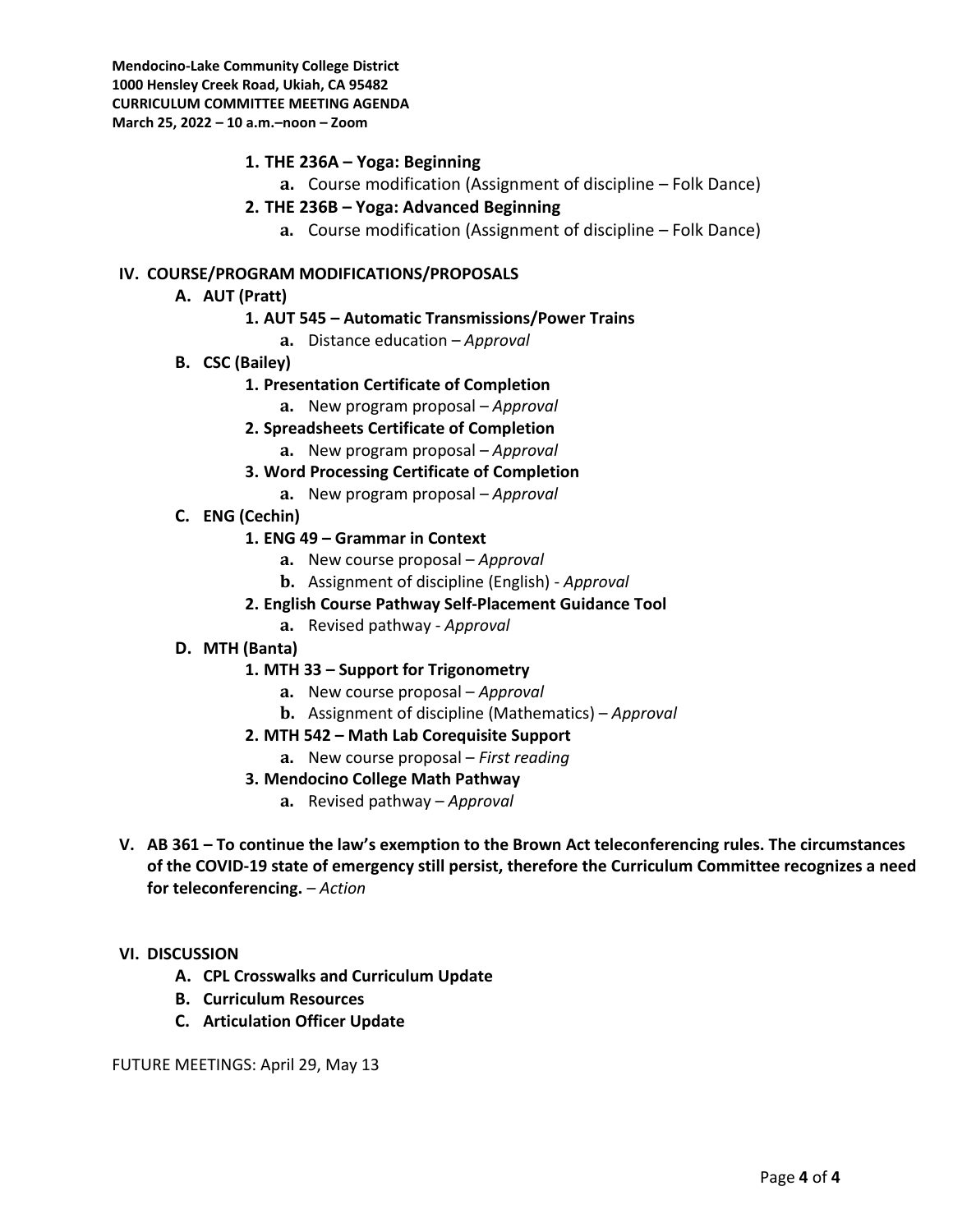1. **THE 236A – Yoga: Beginning**
    a. Course modification (Assignment of discipline – Folk Dance)
2. **THE 236B – Yoga: Advanced Beginning**
    a. Course modification (Assignment of discipline – Folk Dance)

**IV. COURSE/PROGRAM MODIFICATIONS/PROPOSALS**

**A. AUT (Pratt)**

1. **AUT 545 – Automatic Transmissions/Power Trains**
    a. Distance education – *Approval*

**B. CSC (Bailey)**

1. **Presentation Certificate of Completion**
    a. New program proposal – *Approval*
2. **Spreadsheets Certificate of Completion**
    a. New program proposal – *Approval*
3. **Word Processing Certificate of Completion**
    a. New program proposal – *Approval*

**C. ENG (Cechin)**

1. **ENG 49 – Grammar in Context**
    a. New course proposal – *Approval*
    b. Assignment of discipline (English) - *Approval*
2. **English Course Pathway Self-Placement Guidance Tool**
    a. Revised pathway - *Approval*

**D. MTH (Banta)**

1. **MTH 33 – Support for Trigonometry**
    a. New course proposal – *Approval*
    b. Assignment of discipline (Mathematics) – *Approval*
2. **MTH 542 – Math Lab Corequisite Support**
    a. New course proposal – *First reading*
3. **Mendocino College Math Pathway**
    a. Revised pathway – *Approval*

**V. AB 361 – To continue the law's exemption to the Brown Act teleconferencing rules. The circumstances of the COVID-19 state of emergency still persist, therefore the Curriculum Committee recognizes a need for teleconferencing.** – *Action*

**VI. DISCUSSION**

**A. CPL Crosswalks and Curriculum Update**

**B. Curriculum Resources**

**C. Articulation Officer Update**

FUTURE MEETINGS: April 29, May 13